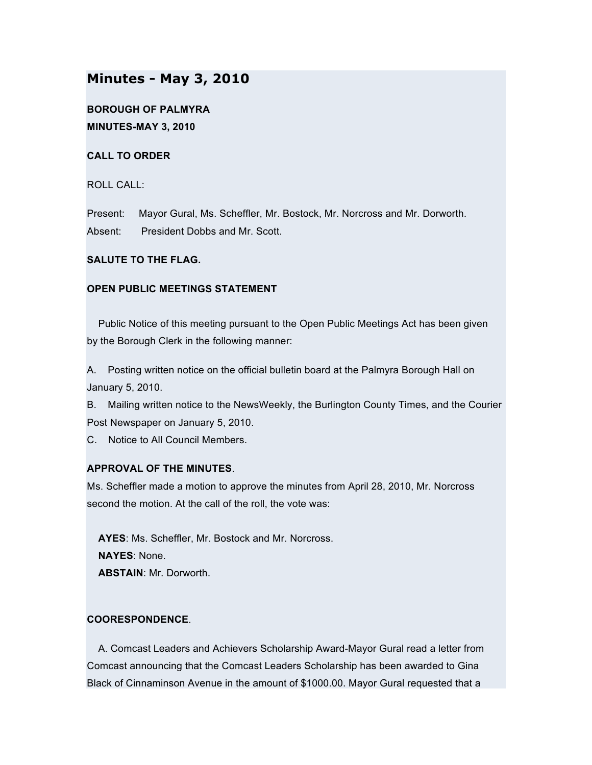# Minutes - May 3, 2010

**BOROUGH OF PALMYRA**
**MINUTES-MAY 3, 2010**

**CALL TO ORDER**

ROLL CALL:

Present: Mayor Gural, Ms. Scheffler, Mr. Bostock, Mr. Norcross and Mr. Dorworth.
Absent: President Dobbs and Mr. Scott.

**SALUTE TO THE FLAG.**

**OPEN PUBLIC MEETINGS STATEMENT**

Public Notice of this meeting pursuant to the Open Public Meetings Act has been given by the Borough Clerk in the following manner:

A. Posting written notice on the official bulletin board at the Palmyra Borough Hall on January 5, 2010.
B. Mailing written notice to the NewsWeekly, the Burlington County Times, and the Courier Post Newspaper on January 5, 2010.
C. Notice to All Council Members.

**APPROVAL OF THE MINUTES**.
Ms. Scheffler made a motion to approve the minutes from April 28, 2010, Mr. Norcross second the motion. At the call of the roll, the vote was:

**AYES**: Ms. Scheffler, Mr. Bostock and Mr. Norcross.
**NAYES**: None.
**ABSTAIN**: Mr. Dorworth.

**COORESPONDENCE**.

A. Comcast Leaders and Achievers Scholarship Award-Mayor Gural read a letter from Comcast announcing that the Comcast Leaders Scholarship has been awarded to Gina Black of Cinnaminson Avenue in the amount of $1000.00. Mayor Gural requested that a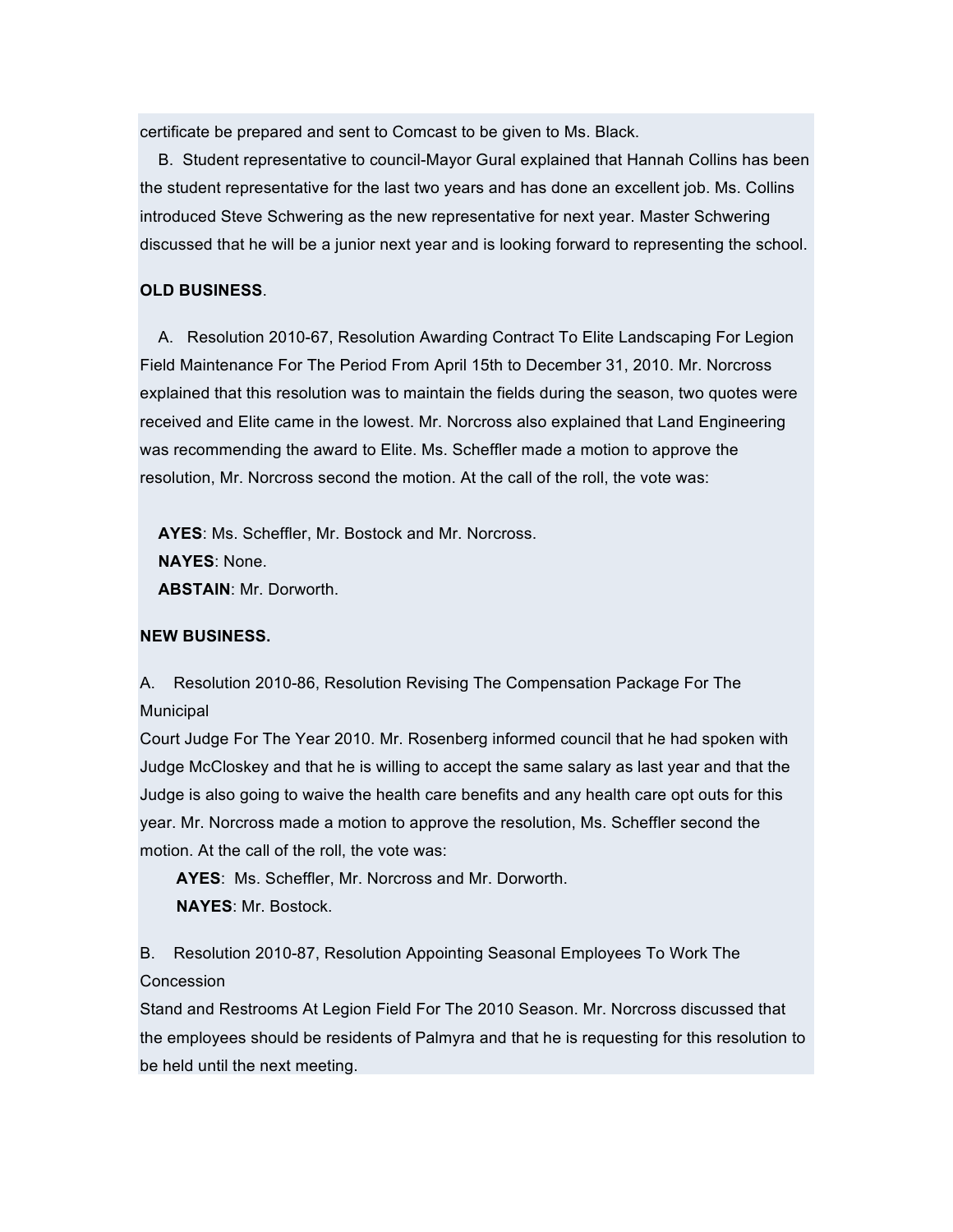certificate be prepared and sent to Comcast to be given to Ms. Black.

B. Student representative to council-Mayor Gural explained that Hannah Collins has been the student representative for the last two years and has done an excellent job. Ms. Collins introduced Steve Schwering as the new representative for next year. Master Schwering discussed that he will be a junior next year and is looking forward to representing the school.

**OLD BUSINESS**.

A. Resolution 2010-67, Resolution Awarding Contract To Elite Landscaping For Legion Field Maintenance For The Period From April 15th to December 31, 2010. Mr. Norcross explained that this resolution was to maintain the fields during the season, two quotes were received and Elite came in the lowest. Mr. Norcross also explained that Land Engineering was recommending the award to Elite. Ms. Scheffler made a motion to approve the resolution, Mr. Norcross second the motion. At the call of the roll, the vote was:

**AYES**: Ms. Scheffler, Mr. Bostock and Mr. Norcross.
**NAYES**: None.
**ABSTAIN**: Mr. Dorworth.

**NEW BUSINESS.**

A. Resolution 2010-86, Resolution Revising The Compensation Package For The Municipal
Court Judge For The Year 2010. Mr. Rosenberg informed council that he had spoken with Judge McCloskey and that he is willing to accept the same salary as last year and that the Judge is also going to waive the health care benefits and any health care opt outs for this year. Mr. Norcross made a motion to approve the resolution, Ms. Scheffler second the motion. At the call of the roll, the vote was:

**AYES**: Ms. Scheffler, Mr. Norcross and Mr. Dorworth.
**NAYES**: Mr. Bostock.

B. Resolution 2010-87, Resolution Appointing Seasonal Employees To Work The Concession
Stand and Restrooms At Legion Field For The 2010 Season. Mr. Norcross discussed that the employees should be residents of Palmyra and that he is requesting for this resolution to be held until the next meeting.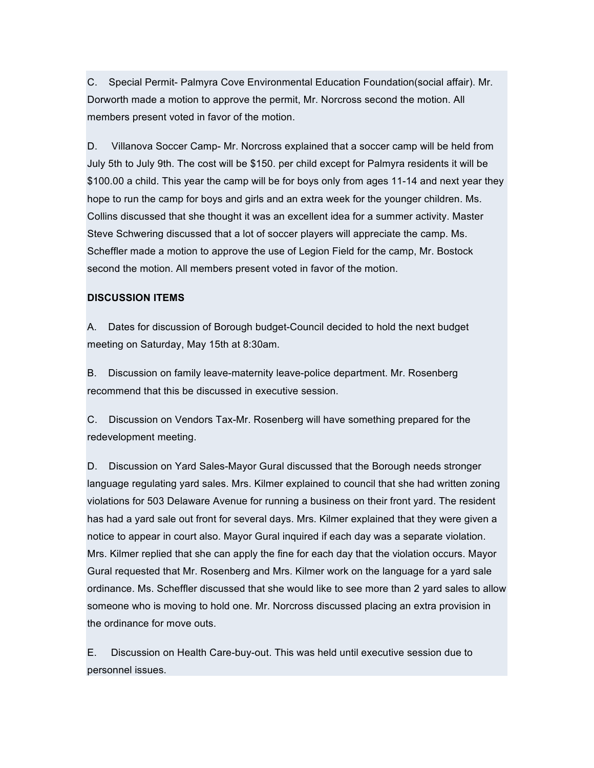C. Special Permit- Palmyra Cove Environmental Education Foundation(social affair). Mr. Dorworth made a motion to approve the permit, Mr. Norcross second the motion. All members present voted in favor of the motion.

D. Villanova Soccer Camp- Mr. Norcross explained that a soccer camp will be held from July 5th to July 9th. The cost will be $150. per child except for Palmyra residents it will be $100.00 a child. This year the camp will be for boys only from ages 11-14 and next year they hope to run the camp for boys and girls and an extra week for the younger children. Ms. Collins discussed that she thought it was an excellent idea for a summer activity. Master Steve Schwering discussed that a lot of soccer players will appreciate the camp. Ms. Scheffler made a motion to approve the use of Legion Field for the camp, Mr. Bostock second the motion. All members present voted in favor of the motion.

**DISCUSSION ITEMS**

A. Dates for discussion of Borough budget-Council decided to hold the next budget meeting on Saturday, May 15th at 8:30am.

B. Discussion on family leave-maternity leave-police department. Mr. Rosenberg recommend that this be discussed in executive session.

C. Discussion on Vendors Tax-Mr. Rosenberg will have something prepared for the redevelopment meeting.

D. Discussion on Yard Sales-Mayor Gural discussed that the Borough needs stronger language regulating yard sales. Mrs. Kilmer explained to council that she had written zoning violations for 503 Delaware Avenue for running a business on their front yard. The resident has had a yard sale out front for several days. Mrs. Kilmer explained that they were given a notice to appear in court also. Mayor Gural inquired if each day was a separate violation. Mrs. Kilmer replied that she can apply the fine for each day that the violation occurs. Mayor Gural requested that Mr. Rosenberg and Mrs. Kilmer work on the language for a yard sale ordinance. Ms. Scheffler discussed that she would like to see more than 2 yard sales to allow someone who is moving to hold one. Mr. Norcross discussed placing an extra provision in the ordinance for move outs.

E. Discussion on Health Care-buy-out. This was held until executive session due to personnel issues.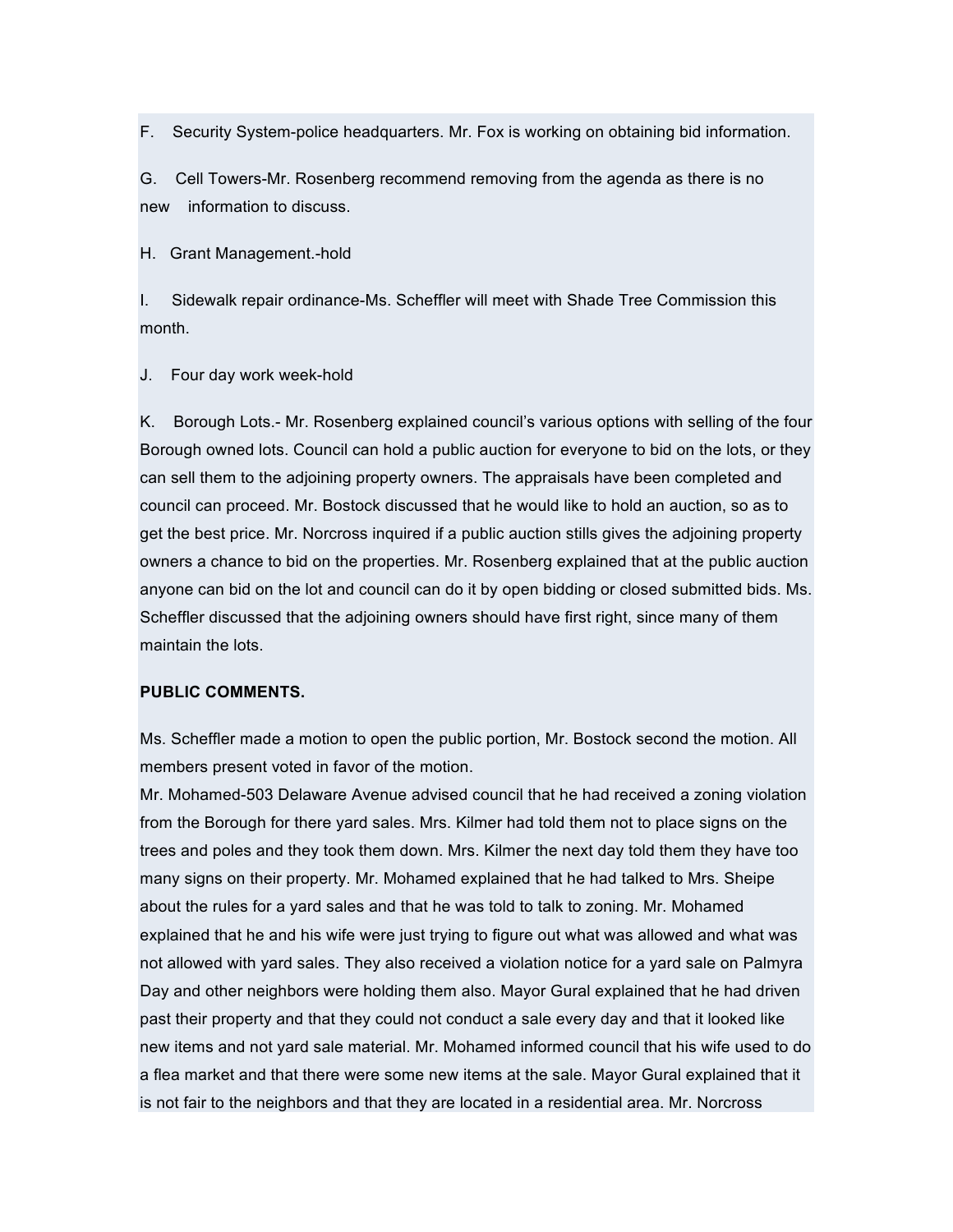F. Security System-police headquarters. Mr. Fox is working on obtaining bid information.

G. Cell Towers-Mr. Rosenberg recommend removing from the agenda as there is no new information to discuss.

H. Grant Management.-hold

I. Sidewalk repair ordinance-Ms. Scheffler will meet with Shade Tree Commission this month.

J. Four day work week-hold

K. Borough Lots.- Mr. Rosenberg explained council's various options with selling of the four Borough owned lots. Council can hold a public auction for everyone to bid on the lots, or they can sell them to the adjoining property owners. The appraisals have been completed and council can proceed. Mr. Bostock discussed that he would like to hold an auction, so as to get the best price. Mr. Norcross inquired if a public auction stills gives the adjoining property owners a chance to bid on the properties. Mr. Rosenberg explained that at the public auction anyone can bid on the lot and council can do it by open bidding or closed submitted bids. Ms. Scheffler discussed that the adjoining owners should have first right, since many of them maintain the lots.

**PUBLIC COMMENTS.**

Ms. Scheffler made a motion to open the public portion, Mr. Bostock second the motion. All members present voted in favor of the motion.
Mr. Mohamed-503 Delaware Avenue advised council that he had received a zoning violation from the Borough for there yard sales. Mrs. Kilmer had told them not to place signs on the trees and poles and they took them down. Mrs. Kilmer the next day told them they have too many signs on their property. Mr. Mohamed explained that he had talked to Mrs. Sheipe about the rules for a yard sales and that he was told to talk to zoning. Mr. Mohamed explained that he and his wife were just trying to figure out what was allowed and what was not allowed with yard sales. They also received a violation notice for a yard sale on Palmyra Day and other neighbors were holding them also. Mayor Gural explained that he had driven past their property and that they could not conduct a sale every day and that it looked like new items and not yard sale material. Mr. Mohamed informed council that his wife used to do a flea market and that there were some new items at the sale. Mayor Gural explained that it is not fair to the neighbors and that they are located in a residential area. Mr. Norcross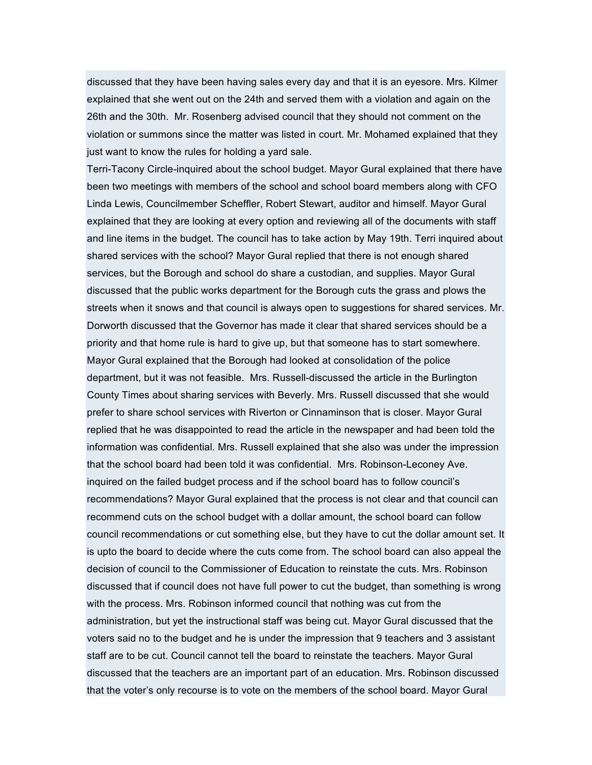discussed that they have been having sales every day and that it is an eyesore. Mrs. Kilmer explained that she went out on the 24th and served them with a violation and again on the 26th and the 30th. Mr. Rosenberg advised council that they should not comment on the violation or summons since the matter was listed in court. Mr. Mohamed explained that they just want to know the rules for holding a yard sale.

Terri-Tacony Circle-inquired about the school budget. Mayor Gural explained that there have been two meetings with members of the school and school board members along with CFO Linda Lewis, Councilmember Scheffler, Robert Stewart, auditor and himself. Mayor Gural explained that they are looking at every option and reviewing all of the documents with staff and line items in the budget. The council has to take action by May 19th. Terri inquired about shared services with the school? Mayor Gural replied that there is not enough shared services, but the Borough and school do share a custodian, and supplies. Mayor Gural discussed that the public works department for the Borough cuts the grass and plows the streets when it snows and that council is always open to suggestions for shared services. Mr. Dorworth discussed that the Governor has made it clear that shared services should be a priority and that home rule is hard to give up, but that someone has to start somewhere. Mayor Gural explained that the Borough had looked at consolidation of the police department, but it was not feasible. Mrs. Russell-discussed the article in the Burlington County Times about sharing services with Beverly. Mrs. Russell discussed that she would prefer to share school services with Riverton or Cinnaminson that is closer. Mayor Gural replied that he was disappointed to read the article in the newspaper and had been told the information was confidential. Mrs. Russell explained that she also was under the impression that the school board had been told it was confidential. Mrs. Robinson-Leconey Ave. inquired on the failed budget process and if the school board has to follow council's recommendations? Mayor Gural explained that the process is not clear and that council can recommend cuts on the school budget with a dollar amount, the school board can follow council recommendations or cut something else, but they have to cut the dollar amount set. It is upto the board to decide where the cuts come from. The school board can also appeal the decision of council to the Commissioner of Education to reinstate the cuts. Mrs. Robinson discussed that if council does not have full power to cut the budget, than something is wrong with the process. Mrs. Robinson informed council that nothing was cut from the administration, but yet the instructional staff was being cut. Mayor Gural discussed that the voters said no to the budget and he is under the impression that 9 teachers and 3 assistant staff are to be cut. Council cannot tell the board to reinstate the teachers. Mayor Gural discussed that the teachers are an important part of an education. Mrs. Robinson discussed that the voter's only recourse is to vote on the members of the school board. Mayor Gural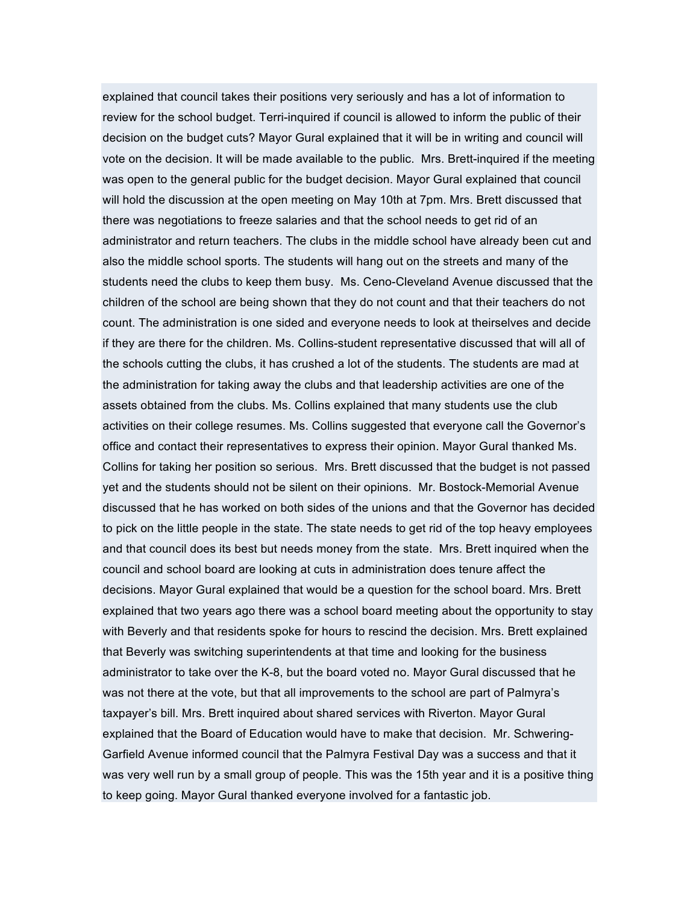explained that council takes their positions very seriously and has a lot of information to review for the school budget. Terri-inquired if council is allowed to inform the public of their decision on the budget cuts? Mayor Gural explained that it will be in writing and council will vote on the decision. It will be made available to the public.  Mrs. Brett-inquired if the meeting was open to the general public for the budget decision. Mayor Gural explained that council will hold the discussion at the open meeting on May 10th at 7pm. Mrs. Brett discussed that there was negotiations to freeze salaries and that the school needs to get rid of an administrator and return teachers. The clubs in the middle school have already been cut and also the middle school sports. The students will hang out on the streets and many of the students need the clubs to keep them busy.  Ms. Ceno-Cleveland Avenue discussed that the children of the school are being shown that they do not count and that their teachers do not count. The administration is one sided and everyone needs to look at theirselves and decide if they are there for the children. Ms. Collins-student representative discussed that will all of the schools cutting the clubs, it has crushed a lot of the students. The students are mad at the administration for taking away the clubs and that leadership activities are one of the assets obtained from the clubs. Ms. Collins explained that many students use the club activities on their college resumes. Ms. Collins suggested that everyone call the Governor's office and contact their representatives to express their opinion. Mayor Gural thanked Ms. Collins for taking her position so serious.  Mrs. Brett discussed that the budget is not passed yet and the students should not be silent on their opinions.  Mr. Bostock-Memorial Avenue discussed that he has worked on both sides of the unions and that the Governor has decided to pick on the little people in the state. The state needs to get rid of the top heavy employees and that council does its best but needs money from the state.  Mrs. Brett inquired when the council and school board are looking at cuts in administration does tenure affect the decisions. Mayor Gural explained that would be a question for the school board. Mrs. Brett explained that two years ago there was a school board meeting about the opportunity to stay with Beverly and that residents spoke for hours to rescind the decision. Mrs. Brett explained that Beverly was switching superintendents at that time and looking for the business administrator to take over the K-8, but the board voted no. Mayor Gural discussed that he was not there at the vote, but that all improvements to the school are part of Palmyra's taxpayer's bill. Mrs. Brett inquired about shared services with Riverton. Mayor Gural explained that the Board of Education would have to make that decision.  Mr. Schwering-Garfield Avenue informed council that the Palmyra Festival Day was a success and that it was very well run by a small group of people. This was the 15th year and it is a positive thing to keep going. Mayor Gural thanked everyone involved for a fantastic job.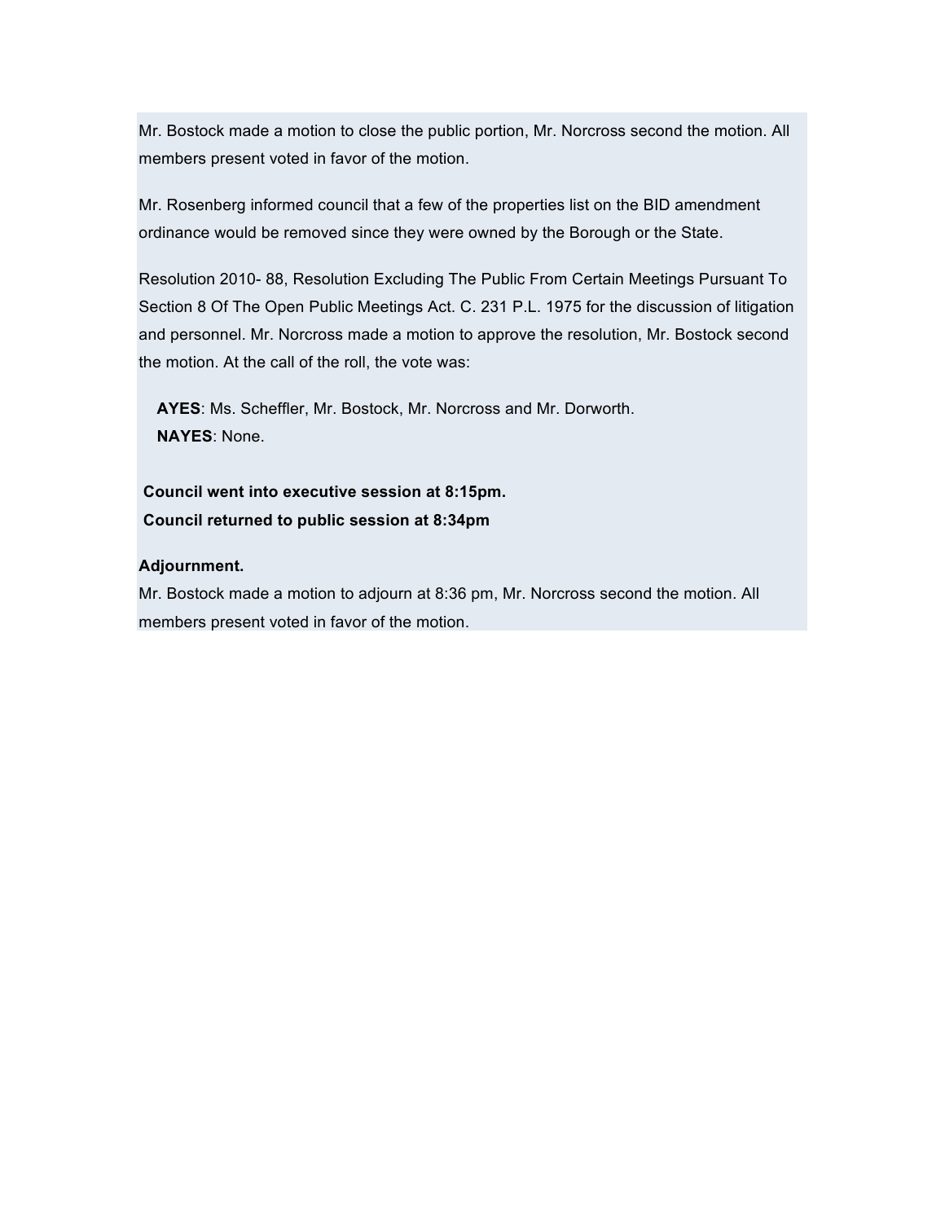Mr. Bostock made a motion to close the public portion, Mr. Norcross second the motion. All members present voted in favor of the motion.

Mr. Rosenberg informed council that a few of the properties list on the BID amendment ordinance would be removed since they were owned by the Borough or the State.

Resolution 2010- 88, Resolution Excluding The Public From Certain Meetings Pursuant To Section 8 Of The Open Public Meetings Act. C. 231 P.L. 1975 for the discussion of litigation and personnel. Mr. Norcross made a motion to approve the resolution, Mr. Bostock second the motion. At the call of the roll, the vote was:

**AYES**: Ms. Scheffler, Mr. Bostock, Mr. Norcross and Mr. Dorworth.
**NAYES**: None.

**Council went into executive session at 8:15pm.**
**Council returned to public session at 8:34pm**

**Adjournment.**
Mr. Bostock made a motion to adjourn at 8:36 pm, Mr. Norcross second the motion. All members present voted in favor of the motion.